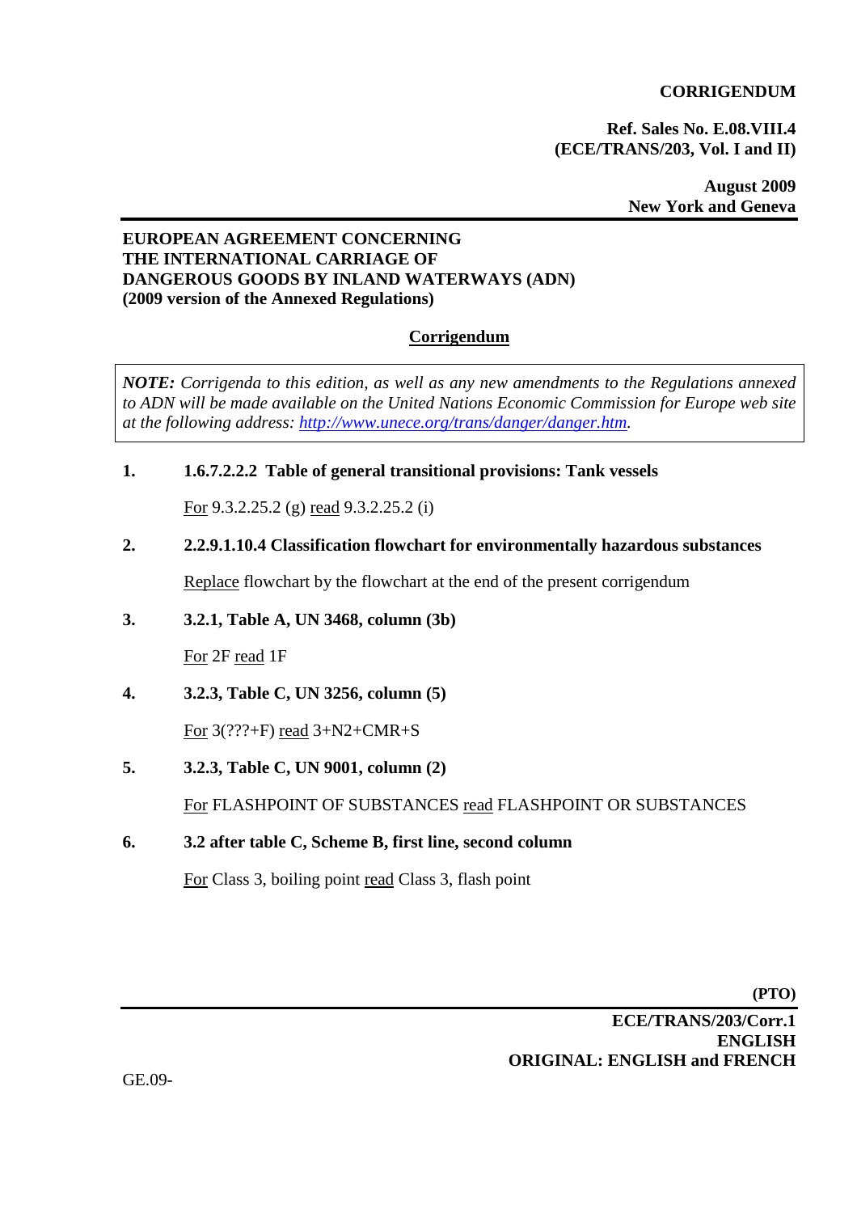**CORRIGENDUM**

**Ref. Sales No. E.08.VIII.4**
**(ECE/TRANS/203, Vol. I and II)**

**August 2009**
**New York and Geneva**

---

**EUROPEAN AGREEMENT CONCERNING THE INTERNATIONAL CARRIAGE OF DANGEROUS GOODS BY INLAND WATERWAYS (ADN)**
**(2009 version of the Annexed Regulations)**

## Corrigendum

> ***NOTE:*** *Corrigenda to this edition, as well as any new amendments to the Regulations annexed to ADN will be made available on the United Nations Economic Commission for Europe web site at the following address: [http://www.unece.org/trans/danger/danger.htm](http://www.unece.org/trans/danger/danger.htm).*

**1. 1.6.7.2.2.2 Table of general transitional provisions: Tank vessels**

For 9.3.2.25.2 (g) read 9.3.2.25.2 (i)

**2. 2.2.9.1.10.4 Classification flowchart for environmentally hazardous substances**

Replace flowchart by the flowchart at the end of the present corrigendum

**3. 3.2.1, Table A, UN 3468, column (3b)**

For 2F read 1F

**4. 3.2.3, Table C, UN 3256, column (5)**

For 3(???+F) read 3+N2+CMR+S

**5. 3.2.3, Table C, UN 9001, column (2)**

For FLASHPOINT OF SUBSTANCES read FLASHPOINT OR SUBSTANCES

**6. 3.2 after table C, Scheme B, first line, second column**

For Class 3, boiling point read Class 3, flash point

**(PTO)**

---

**ECE/TRANS/203/Corr.1**
**ENGLISH**
**ORIGINAL: ENGLISH and FRENCH**

GE.09-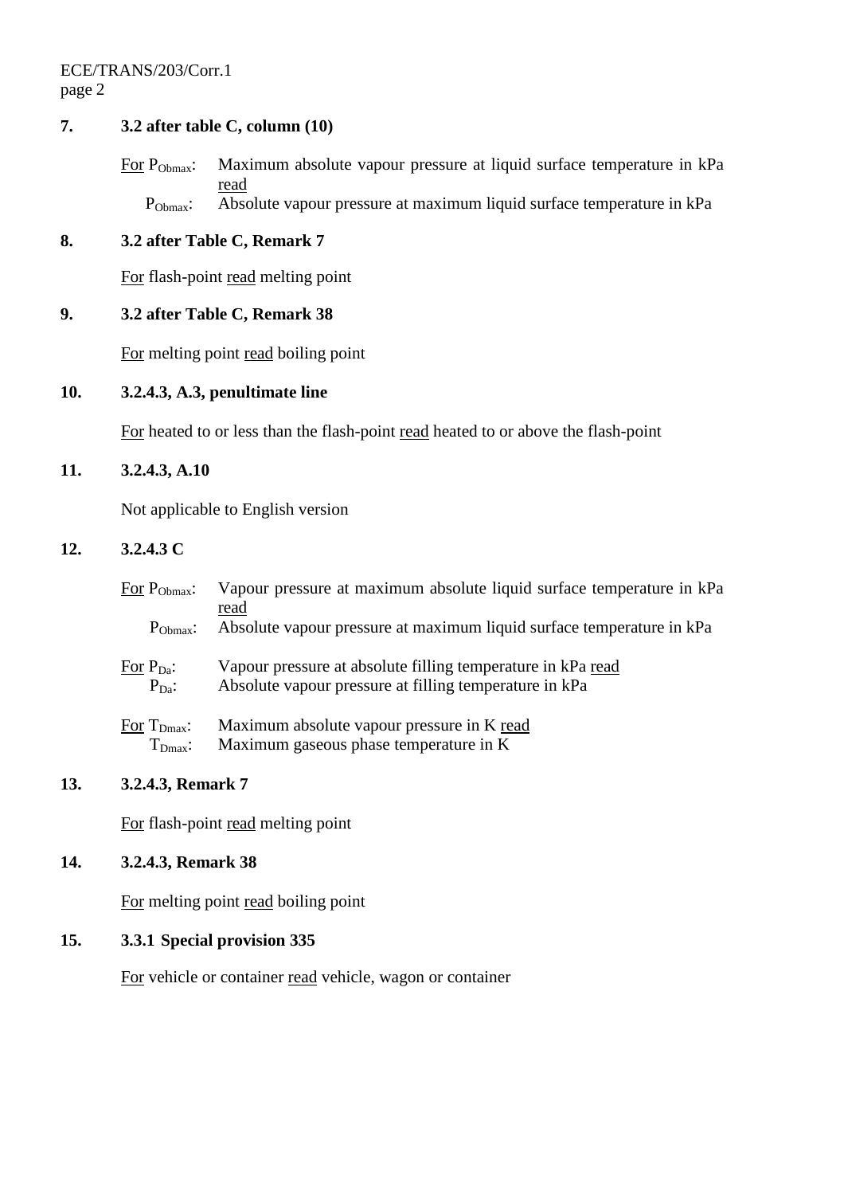**7. 3.2 after table C, column (10)**

<u>For</u> $P_{Obmax}$: Maximum absolute vapour pressure at liquid surface temperature in kPa <u>read</u>
$P_{Obmax}$: Absolute vapour pressure at maximum liquid surface temperature in kPa

**8. 3.2 after Table C, Remark 7**

<u>For</u> flash-point <u>read</u> melting point

**9. 3.2 after Table C, Remark 38**

<u>For</u> melting point <u>read</u> boiling point

**10. 3.2.4.3, A.3, penultimate line**

<u>For</u> heated to or less than the flash-point <u>read</u> heated to or above the flash-point

**11. 3.2.4.3, A.10**

Not applicable to English version

**12. 3.2.4.3 C**

<u>For</u> $P_{Obmax}$: Vapour pressure at maximum absolute liquid surface temperature in kPa <u>read</u>
$P_{Obmax}$: Absolute vapour pressure at maximum liquid surface temperature in kPa

<u>For</u> $P_{Da}$: Vapour pressure at absolute filling temperature in kPa <u>read</u>
$P_{Da}$: Absolute vapour pressure at filling temperature in kPa

<u>For</u> $T_{Dmax}$: Maximum absolute vapour pressure in K <u>read</u>
$T_{Dmax}$: Maximum gaseous phase temperature in K

**13. 3.2.4.3, Remark 7**

<u>For</u> flash-point <u>read</u> melting point

**14. 3.2.4.3, Remark 38**

<u>For</u> melting point <u>read</u> boiling point

**15. 3.3.1 Special provision 335**

<u>For</u> vehicle or container <u>read</u> vehicle, wagon or container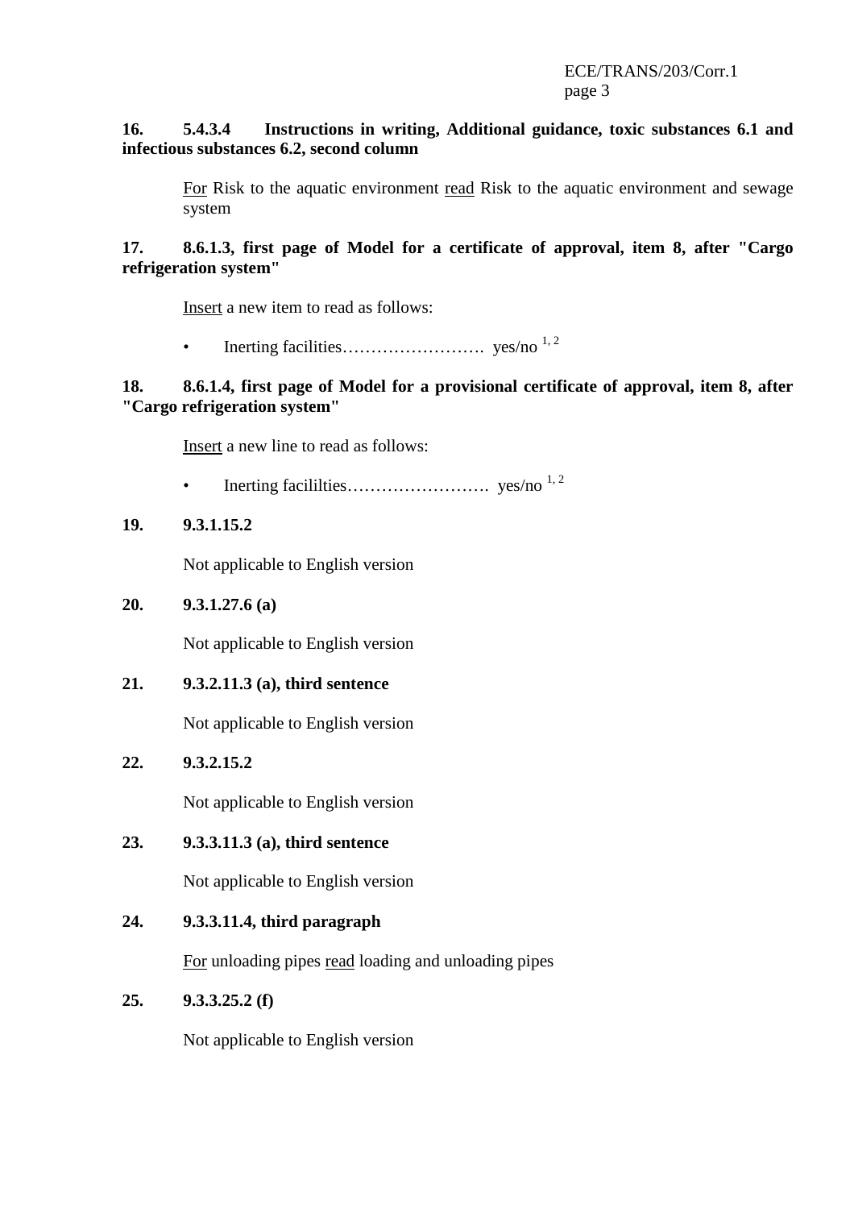**16. 5.4.3.4 Instructions in writing, Additional guidance, toxic substances 6.1 and infectious substances 6.2, second column**

For Risk to the aquatic environment read Risk to the aquatic environment and sewage system

**17. 8.6.1.3, first page of Model for a certificate of approval, item 8, after "Cargo refrigeration system"**

Insert a new item to read as follows:

- Inerting facilities……………………. yes/no [1, 2]

**18. 8.6.1.4, first page of Model for a provisional certificate of approval, item 8, after "Cargo refrigeration system"**

Insert a new line to read as follows:

- Inerting facililties……………………. yes/no [1, 2]

**19. 9.3.1.15.2**

Not applicable to English version

**20. 9.3.1.27.6 (a)**

Not applicable to English version

**21. 9.3.2.11.3 (a), third sentence**

Not applicable to English version

**22. 9.3.2.15.2**

Not applicable to English version

**23. 9.3.3.11.3 (a), third sentence**

Not applicable to English version

**24. 9.3.3.11.4, third paragraph**

For unloading pipes read loading and unloading pipes

**25. 9.3.3.25.2 (f)**

Not applicable to English version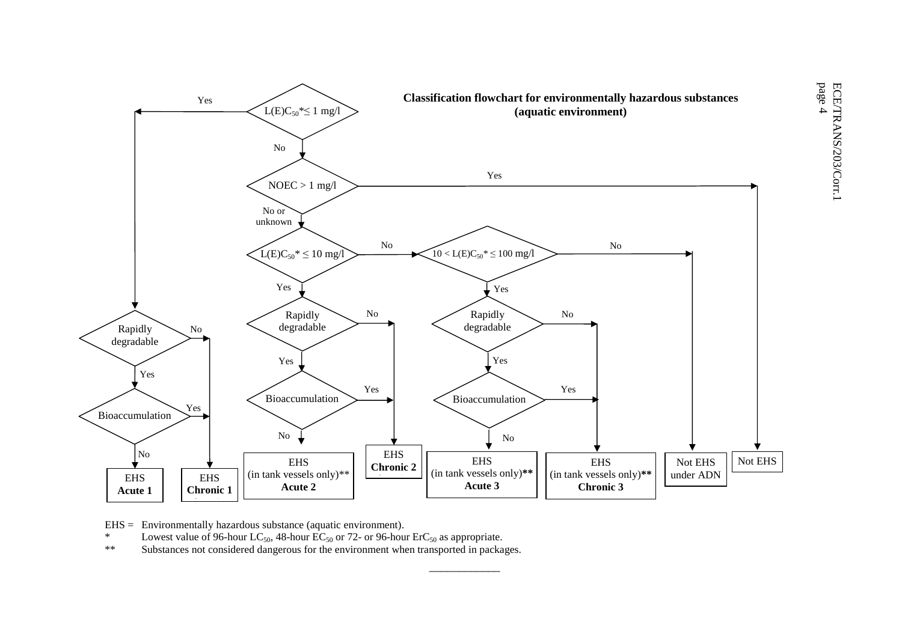**Classification flowchart for environmentally hazardous substances (aquatic environment)**

$L(E)C_{50}$* ≤ 1 mg/l

Yes

No

NOEC > 1 mg/l

Yes

No or unknown

$L(E)C_{50}$* ≤ 10 mg/l

No

10 < $L(E)C_{50}$* ≤ 100 mg/l

No

Yes

Yes

Rapidly degradable

No

Rapidly degradable

No

Rapidly degradable

No

Yes

Yes

Yes

Bioaccumulation

Yes

Bioaccumulation

Yes

Bioaccumulation

Yes

No

No

No

EHS **Acute 1**

EHS **Chronic 1**

EHS (in tank vessels only)** **Acute 2**

EHS **Chronic 2**

EHS (in tank vessels only)** **Acute 3**

EHS (in tank vessels only)** **Chronic 3**

Not EHS under ADN

Not EHS

EHS = Environmentally hazardous substance (aquatic environment).

\* Lowest value of 96-hour $LC_{50}$, 48-hour $EC_{50}$ or 72- or 96-hour $ErC_{50}$ as appropriate.

\** Substances not considered dangerous for the environment when transported in packages.